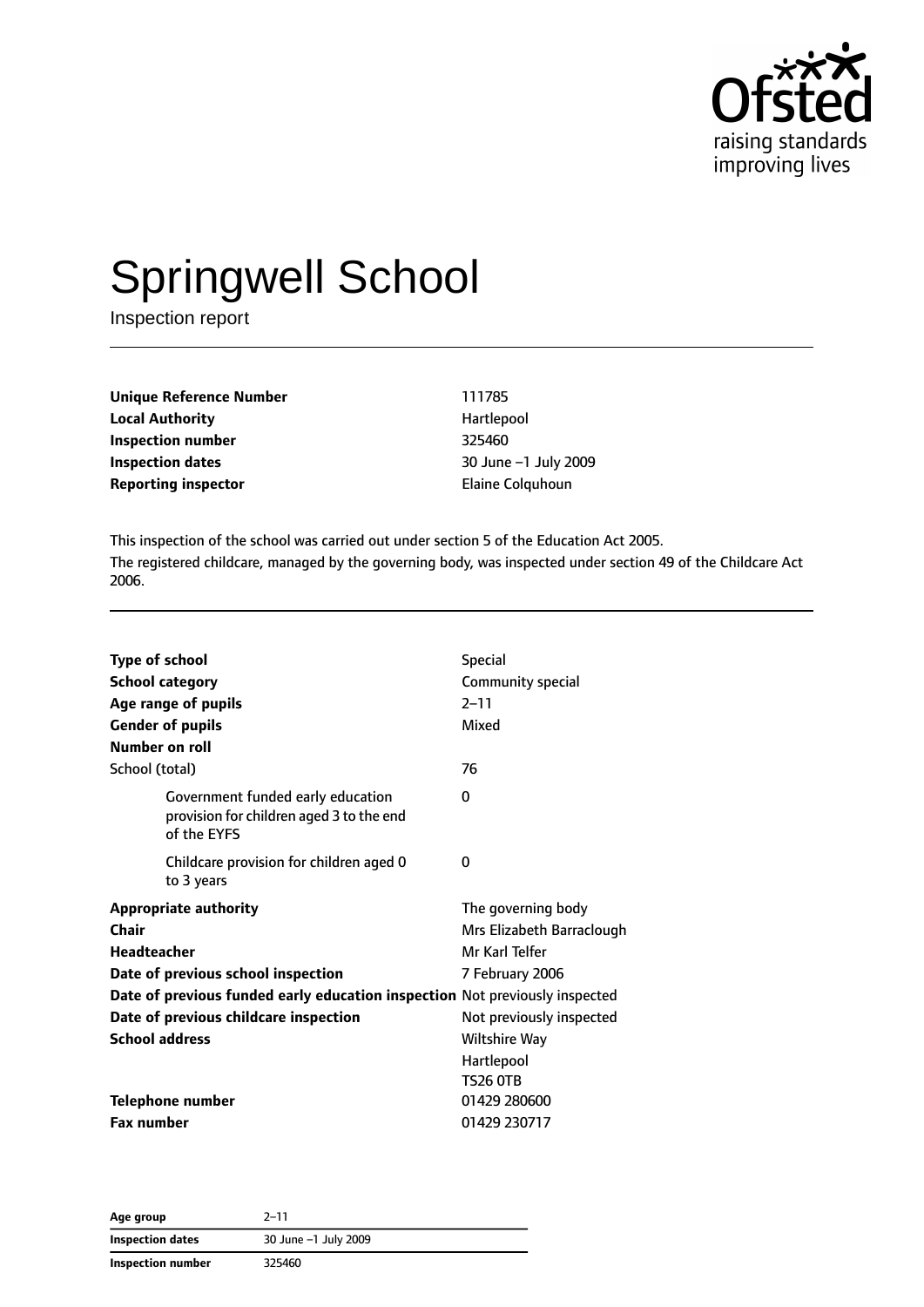# Springwell School

Inspection report

| | |
|---|---|
| **Unique Reference Number** | 111785 |
| **Local Authority** | Hartlepool |
| **Inspection number** | 325460 |
| **Inspection dates** | 30 June –1 July 2009 |
| **Reporting inspector** | Elaine Colquhoun |

This inspection of the school was carried out under section 5 of the Education Act 2005.

The registered childcare, managed by the governing body, was inspected under section 49 of the Childcare Act 2006.

| | |
|---|---|
| **Type of school** | Special |
| **School category** | Community special |
| **Age range of pupils** | 2–11 |
| **Gender of pupils** | Mixed |
| **Number on roll** | |
| School (total) | 76 |
| Government funded early education provision for children aged 3 to the end of the EYFS | 0 |
| Childcare provision for children aged 0 to 3 years | 0 |
| **Appropriate authority** | The governing body |
| **Chair** | Mrs Elizabeth Barraclough |
| **Headteacher** | Mr Karl Telfer |
| **Date of previous school inspection** | 7 February 2006 |
| **Date of previous funded early education inspection** | Not previously inspected |
| **Date of previous childcare inspection** | Not previously inspected |
| **School address** | Wiltshire Way<br>Hartlepool<br>TS26 0TB |
| **Telephone number** | 01429 280600 |
| **Fax number** | 01429 230717 |

| | |
|---|---|
| **Age group** | 2–11 |
| **Inspection dates** | 30 June –1 July 2009 |
| **Inspection number** | 325460 |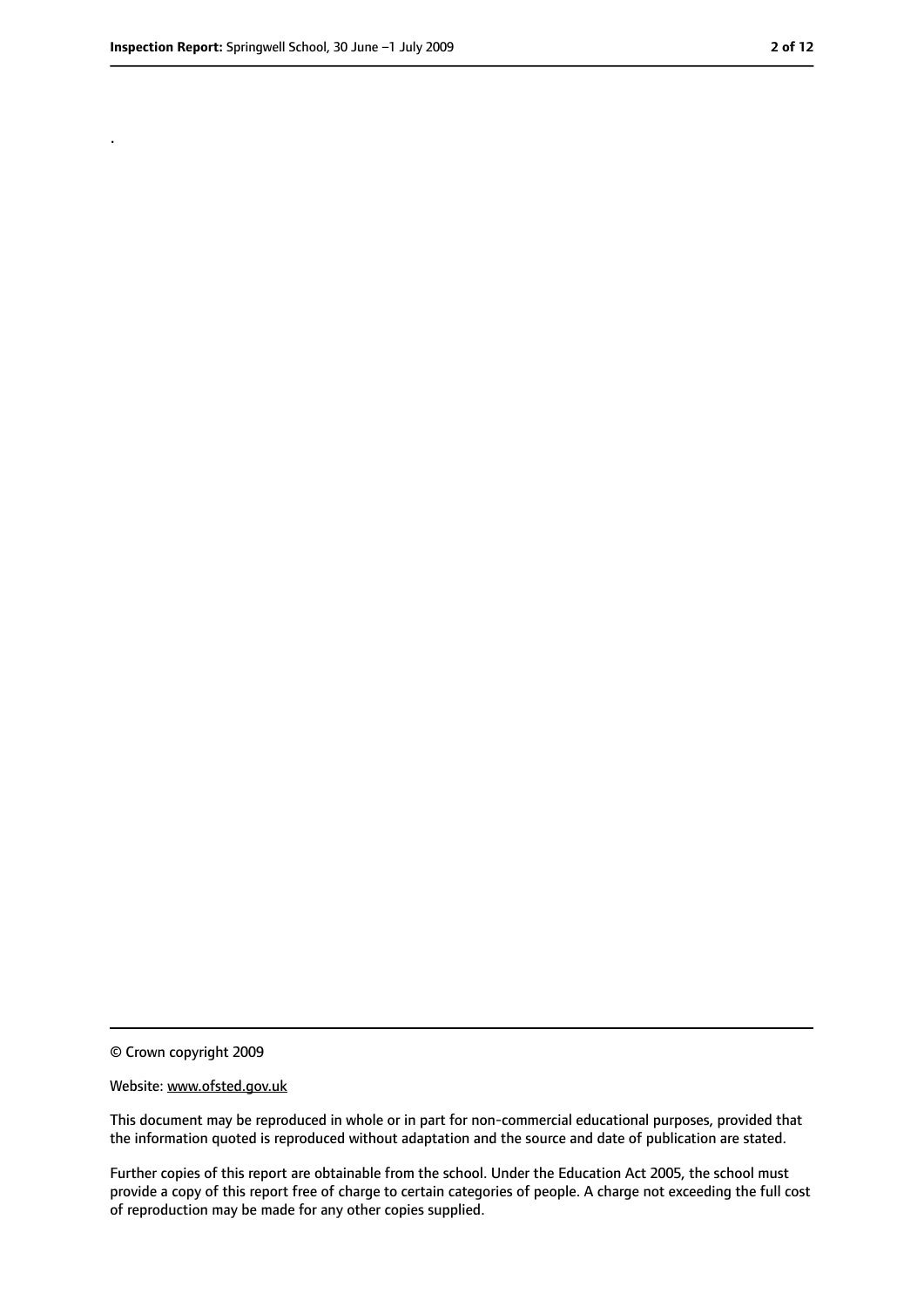.

© Crown copyright 2009

Website: www.ofsted.gov.uk

This document may be reproduced in whole or in part for non-commercial educational purposes, provided that the information quoted is reproduced without adaptation and the source and date of publication are stated.

Further copies of this report are obtainable from the school. Under the Education Act 2005, the school must provide a copy of this report free of charge to certain categories of people. A charge not exceeding the full cost of reproduction may be made for any other copies supplied.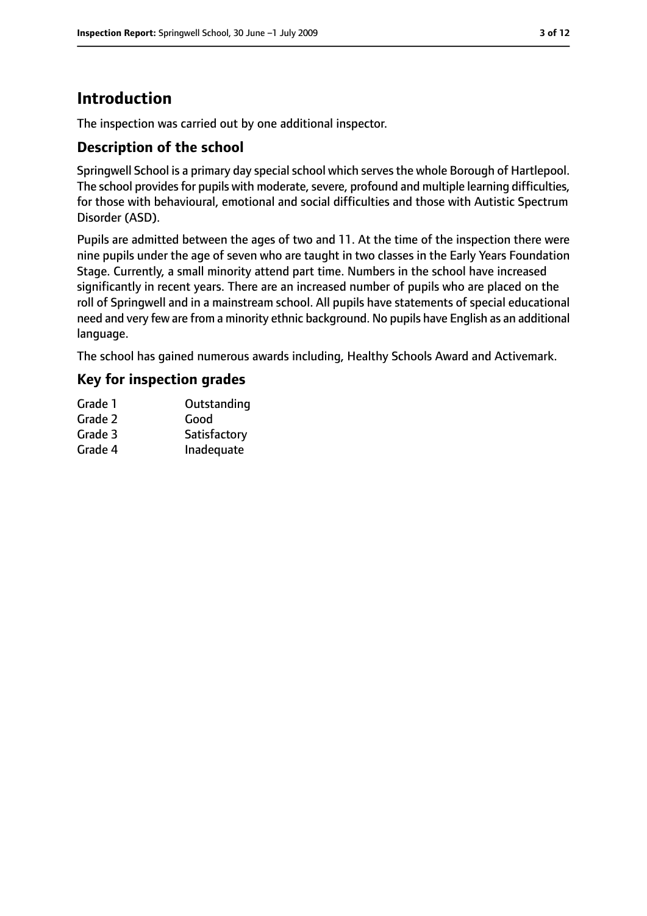# Introduction

The inspection was carried out by one additional inspector.

## Description of the school

Springwell School is a primary day special school which serves the whole Borough of Hartlepool. The school provides for pupils with moderate, severe, profound and multiple learning difficulties, for those with behavioural, emotional and social difficulties and those with Autistic Spectrum Disorder (ASD).

Pupils are admitted between the ages of two and 11. At the time of the inspection there were nine pupils under the age of seven who are taught in two classes in the Early Years Foundation Stage. Currently, a small minority attend part time. Numbers in the school have increased significantly in recent years. There are an increased number of pupils who are placed on the roll of Springwell and in a mainstream school. All pupils have statements of special educational need and very few are from a minority ethnic background. No pupils have English as an additional language.

The school has gained numerous awards including, Healthy Schools Award and Activemark.

## Key for inspection grades

| | |
|---|---|
| Grade 1 | Outstanding |
| Grade 2 | Good |
| Grade 3 | Satisfactory |
| Grade 4 | Inadequate |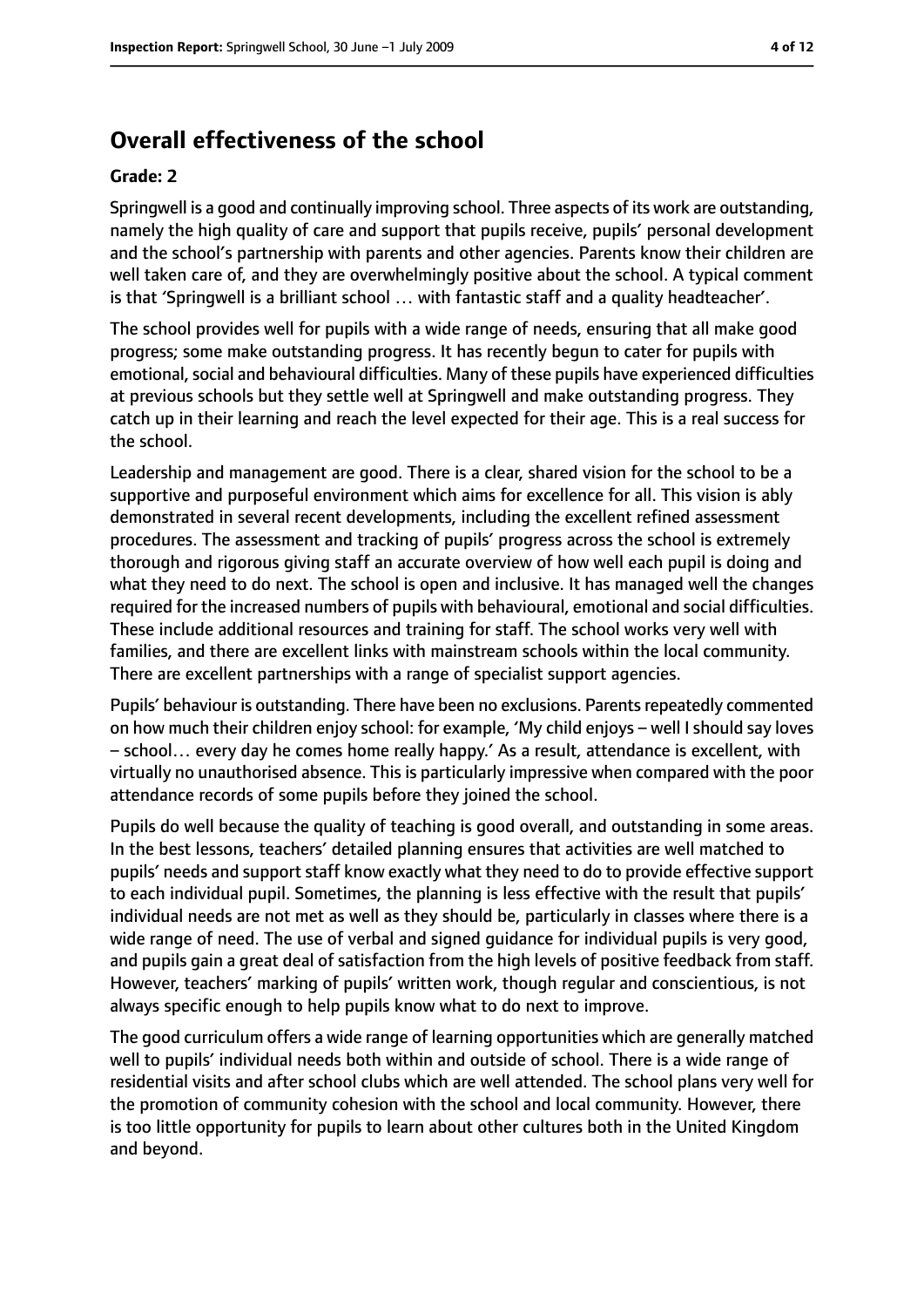## Overall effectiveness of the school

**Grade: 2**

Springwell is a good and continually improving school. Three aspects of its work are outstanding, namely the high quality of care and support that pupils receive, pupils' personal development and the school's partnership with parents and other agencies. Parents know their children are well taken care of, and they are overwhelmingly positive about the school. A typical comment is that 'Springwell is a brilliant school … with fantastic staff and a quality headteacher'.

The school provides well for pupils with a wide range of needs, ensuring that all make good progress; some make outstanding progress. It has recently begun to cater for pupils with emotional, social and behavioural difficulties. Many of these pupils have experienced difficulties at previous schools but they settle well at Springwell and make outstanding progress. They catch up in their learning and reach the level expected for their age. This is a real success for the school.

Leadership and management are good. There is a clear, shared vision for the school to be a supportive and purposeful environment which aims for excellence for all. This vision is ably demonstrated in several recent developments, including the excellent refined assessment procedures. The assessment and tracking of pupils' progress across the school is extremely thorough and rigorous giving staff an accurate overview of how well each pupil is doing and what they need to do next. The school is open and inclusive. It has managed well the changes required for the increased numbers of pupils with behavioural, emotional and social difficulties. These include additional resources and training for staff. The school works very well with families, and there are excellent links with mainstream schools within the local community. There are excellent partnerships with a range of specialist support agencies.

Pupils' behaviour is outstanding. There have been no exclusions. Parents repeatedly commented on how much their children enjoy school: for example, 'My child enjoys – well I should say loves – school… every day he comes home really happy.' As a result, attendance is excellent, with virtually no unauthorised absence. This is particularly impressive when compared with the poor attendance records of some pupils before they joined the school.

Pupils do well because the quality of teaching is good overall, and outstanding in some areas. In the best lessons, teachers' detailed planning ensures that activities are well matched to pupils' needs and support staff know exactly what they need to do to provide effective support to each individual pupil. Sometimes, the planning is less effective with the result that pupils' individual needs are not met as well as they should be, particularly in classes where there is a wide range of need. The use of verbal and signed guidance for individual pupils is very good, and pupils gain a great deal of satisfaction from the high levels of positive feedback from staff. However, teachers' marking of pupils' written work, though regular and conscientious, is not always specific enough to help pupils know what to do next to improve.

The good curriculum offers a wide range of learning opportunities which are generally matched well to pupils' individual needs both within and outside of school. There is a wide range of residential visits and after school clubs which are well attended. The school plans very well for the promotion of community cohesion with the school and local community. However, there is too little opportunity for pupils to learn about other cultures both in the United Kingdom and beyond.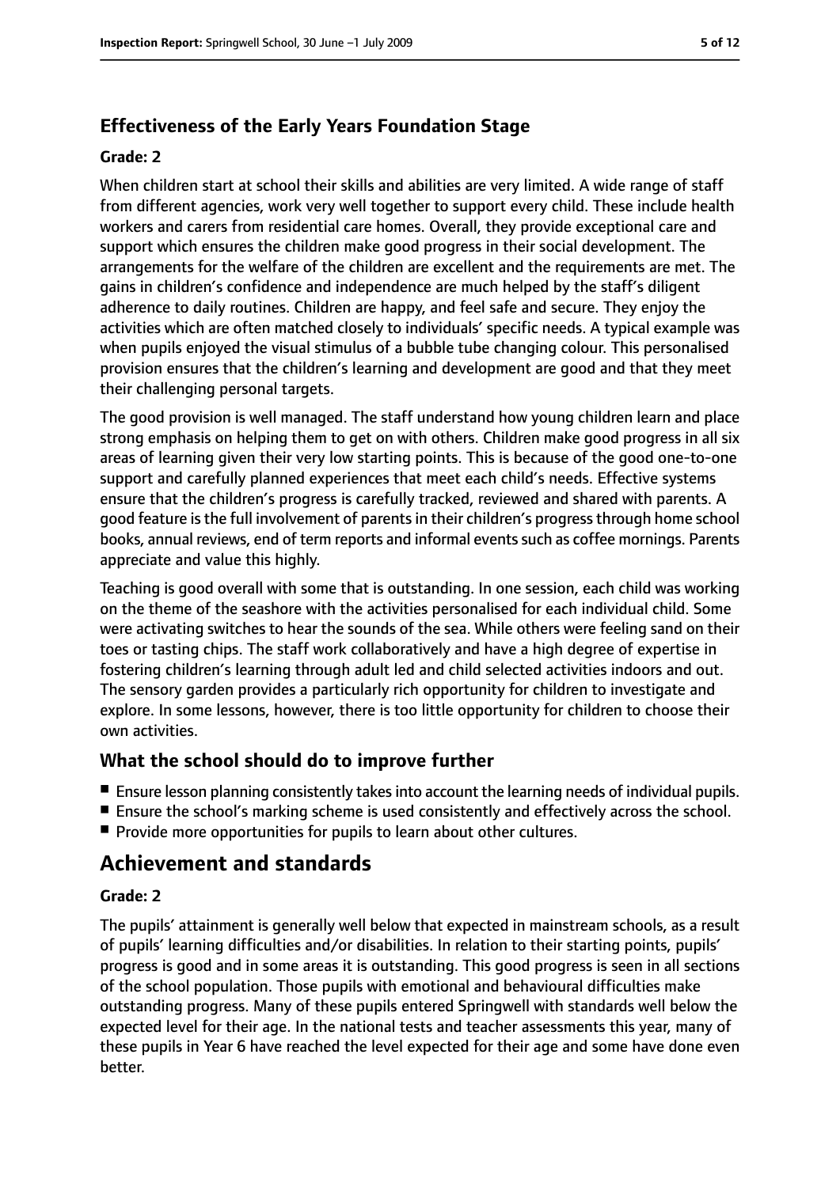### Effectiveness of the Early Years Foundation Stage

#### Grade: 2

When children start at school their skills and abilities are very limited. A wide range of staff from different agencies, work very well together to support every child. These include health workers and carers from residential care homes. Overall, they provide exceptional care and support which ensures the children make good progress in their social development. The arrangements for the welfare of the children are excellent and the requirements are met. The gains in children's confidence and independence are much helped by the staff's diligent adherence to daily routines. Children are happy, and feel safe and secure. They enjoy the activities which are often matched closely to individuals' specific needs. A typical example was when pupils enjoyed the visual stimulus of a bubble tube changing colour. This personalised provision ensures that the children's learning and development are good and that they meet their challenging personal targets.

The good provision is well managed. The staff understand how young children learn and place strong emphasis on helping them to get on with others. Children make good progress in all six areas of learning given their very low starting points. This is because of the good one-to-one support and carefully planned experiences that meet each child's needs. Effective systems ensure that the children's progress is carefully tracked, reviewed and shared with parents. A good feature is the full involvement of parents in their children's progress through home school books, annual reviews, end of term reports and informal events such as coffee mornings. Parents appreciate and value this highly.

Teaching is good overall with some that is outstanding. In one session, each child was working on the theme of the seashore with the activities personalised for each individual child. Some were activating switches to hear the sounds of the sea. While others were feeling sand on their toes or tasting chips. The staff work collaboratively and have a high degree of expertise in fostering children's learning through adult led and child selected activities indoors and out. The sensory garden provides a particularly rich opportunity for children to investigate and explore. In some lessons, however, there is too little opportunity for children to choose their own activities.

### What the school should do to improve further

- Ensure lesson planning consistently takes into account the learning needs of individual pupils.
- Ensure the school's marking scheme is used consistently and effectively across the school.
- Provide more opportunities for pupils to learn about other cultures.

## Achievement and standards

#### Grade: 2

The pupils' attainment is generally well below that expected in mainstream schools, as a result of pupils' learning difficulties and/or disabilities. In relation to their starting points, pupils' progress is good and in some areas it is outstanding. This good progress is seen in all sections of the school population. Those pupils with emotional and behavioural difficulties make outstanding progress. Many of these pupils entered Springwell with standards well below the expected level for their age. In the national tests and teacher assessments this year, many of these pupils in Year 6 have reached the level expected for their age and some have done even better.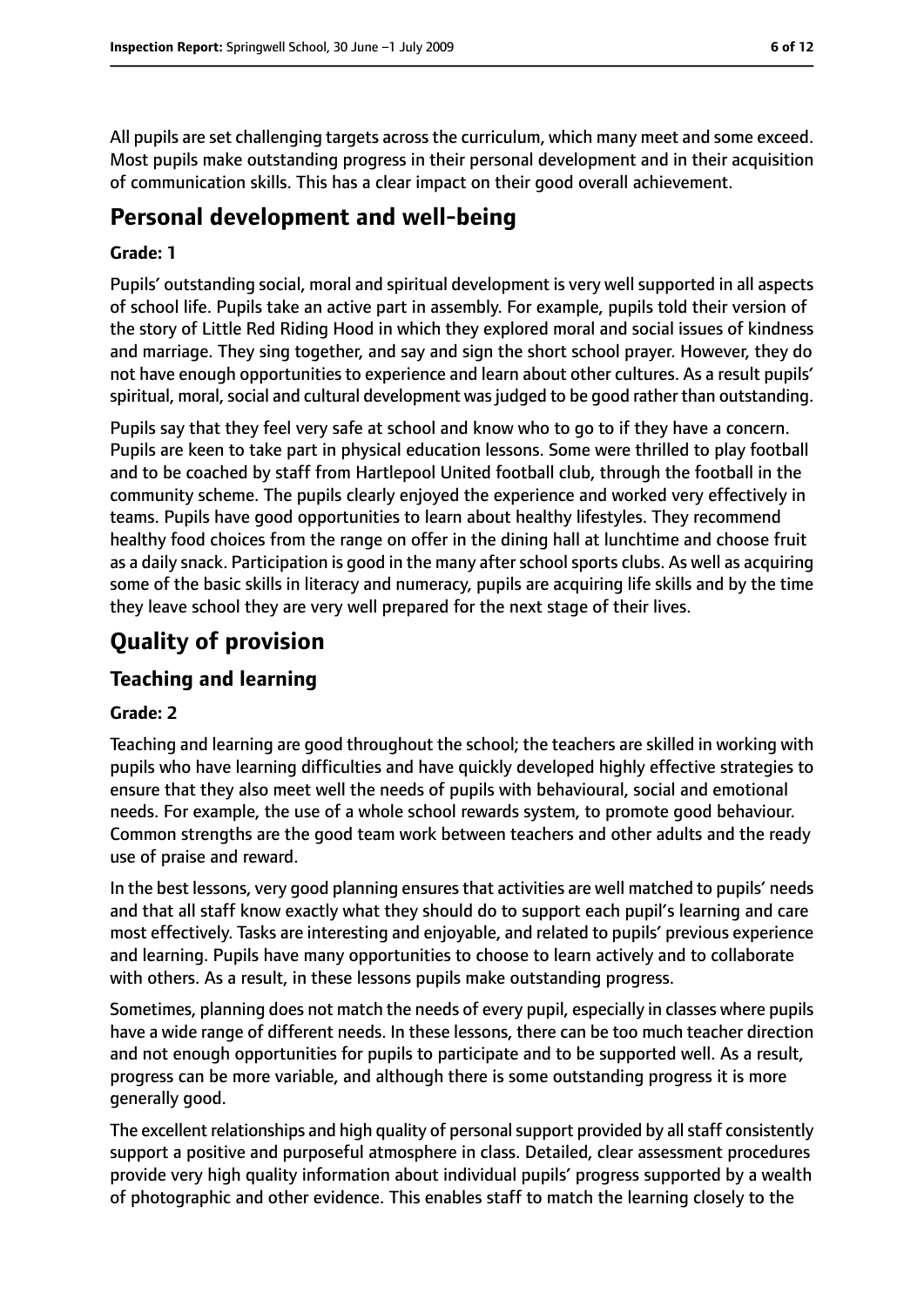All pupils are set challenging targets across the curriculum, which many meet and some exceed. Most pupils make outstanding progress in their personal development and in their acquisition of communication skills. This has a clear impact on their good overall achievement.

# Personal development and well-being

**Grade: 1**

Pupils' outstanding social, moral and spiritual development is very well supported in all aspects of school life. Pupils take an active part in assembly. For example, pupils told their version of the story of Little Red Riding Hood in which they explored moral and social issues of kindness and marriage. They sing together, and say and sign the short school prayer. However, they do not have enough opportunities to experience and learn about other cultures. As a result pupils' spiritual, moral, social and cultural development was judged to be good rather than outstanding.

Pupils say that they feel very safe at school and know who to go to if they have a concern. Pupils are keen to take part in physical education lessons. Some were thrilled to play football and to be coached by staff from Hartlepool United football club, through the football in the community scheme. The pupils clearly enjoyed the experience and worked very effectively in teams. Pupils have good opportunities to learn about healthy lifestyles. They recommend healthy food choices from the range on offer in the dining hall at lunchtime and choose fruit as a daily snack. Participation is good in the many after school sports clubs. As well as acquiring some of the basic skills in literacy and numeracy, pupils are acquiring life skills and by the time they leave school they are very well prepared for the next stage of their lives.

# Quality of provision

## Teaching and learning

**Grade: 2**

Teaching and learning are good throughout the school; the teachers are skilled in working with pupils who have learning difficulties and have quickly developed highly effective strategies to ensure that they also meet well the needs of pupils with behavioural, social and emotional needs. For example, the use of a whole school rewards system, to promote good behaviour. Common strengths are the good team work between teachers and other adults and the ready use of praise and reward.

In the best lessons, very good planning ensures that activities are well matched to pupils' needs and that all staff know exactly what they should do to support each pupil's learning and care most effectively. Tasks are interesting and enjoyable, and related to pupils' previous experience and learning. Pupils have many opportunities to choose to learn actively and to collaborate with others. As a result, in these lessons pupils make outstanding progress.

Sometimes, planning does not match the needs of every pupil, especially in classes where pupils have a wide range of different needs. In these lessons, there can be too much teacher direction and not enough opportunities for pupils to participate and to be supported well. As a result, progress can be more variable, and although there is some outstanding progress it is more generally good.

The excellent relationships and high quality of personal support provided by all staff consistently support a positive and purposeful atmosphere in class. Detailed, clear assessment procedures provide very high quality information about individual pupils' progress supported by a wealth of photographic and other evidence. This enables staff to match the learning closely to the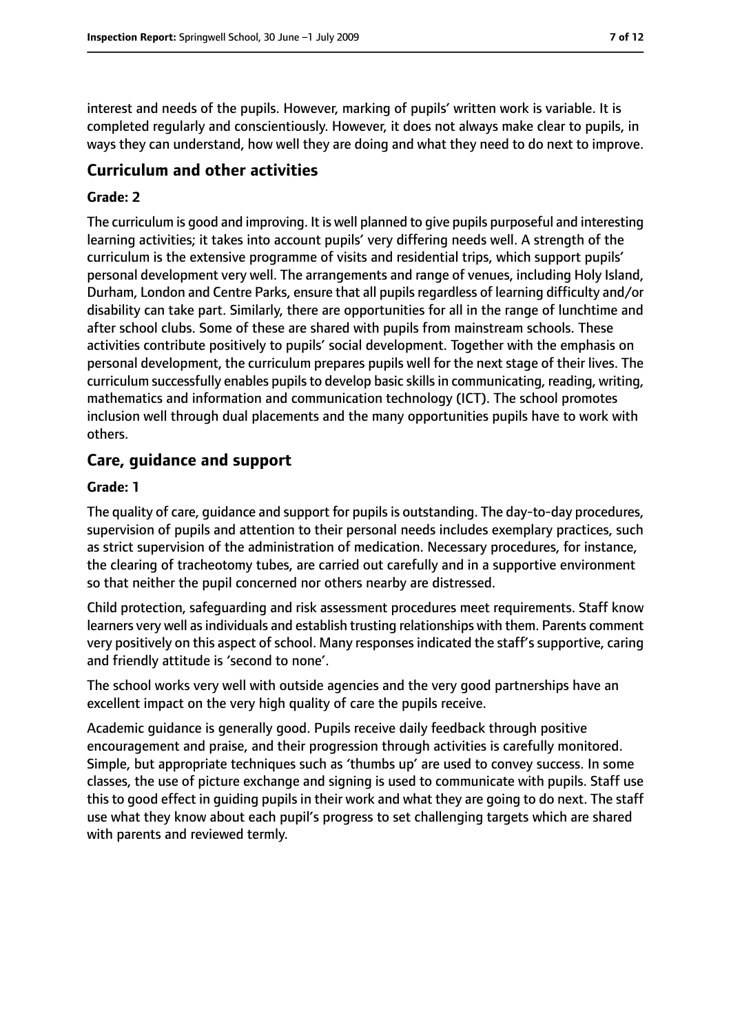interest and needs of the pupils. However, marking of pupils' written work is variable. It is completed regularly and conscientiously. However, it does not always make clear to pupils, in ways they can understand, how well they are doing and what they need to do next to improve.

## Curriculum and other activities

**Grade: 2**

The curriculum is good and improving. It is well planned to give pupils purposeful and interesting learning activities; it takes into account pupils' very differing needs well. A strength of the curriculum is the extensive programme of visits and residential trips, which support pupils' personal development very well. The arrangements and range of venues, including Holy Island, Durham, London and Centre Parks, ensure that all pupils regardless of learning difficulty and/or disability can take part. Similarly, there are opportunities for all in the range of lunchtime and after school clubs. Some of these are shared with pupils from mainstream schools. These activities contribute positively to pupils' social development. Together with the emphasis on personal development, the curriculum prepares pupils well for the next stage of their lives. The curriculum successfully enables pupils to develop basic skills in communicating, reading, writing, mathematics and information and communication technology (ICT). The school promotes inclusion well through dual placements and the many opportunities pupils have to work with others.

## Care, guidance and support

**Grade: 1**

The quality of care, guidance and support for pupils is outstanding. The day-to-day procedures, supervision of pupils and attention to their personal needs includes exemplary practices, such as strict supervision of the administration of medication. Necessary procedures, for instance, the clearing of tracheotomy tubes, are carried out carefully and in a supportive environment so that neither the pupil concerned nor others nearby are distressed.

Child protection, safeguarding and risk assessment procedures meet requirements. Staff know learners very well as individuals and establish trusting relationships with them. Parents comment very positively on this aspect of school. Many responses indicated the staff's supportive, caring and friendly attitude is 'second to none'.

The school works very well with outside agencies and the very good partnerships have an excellent impact on the very high quality of care the pupils receive.

Academic guidance is generally good. Pupils receive daily feedback through positive encouragement and praise, and their progression through activities is carefully monitored. Simple, but appropriate techniques such as 'thumbs up' are used to convey success. In some classes, the use of picture exchange and signing is used to communicate with pupils. Staff use this to good effect in guiding pupils in their work and what they are going to do next. The staff use what they know about each pupil's progress to set challenging targets which are shared with parents and reviewed termly.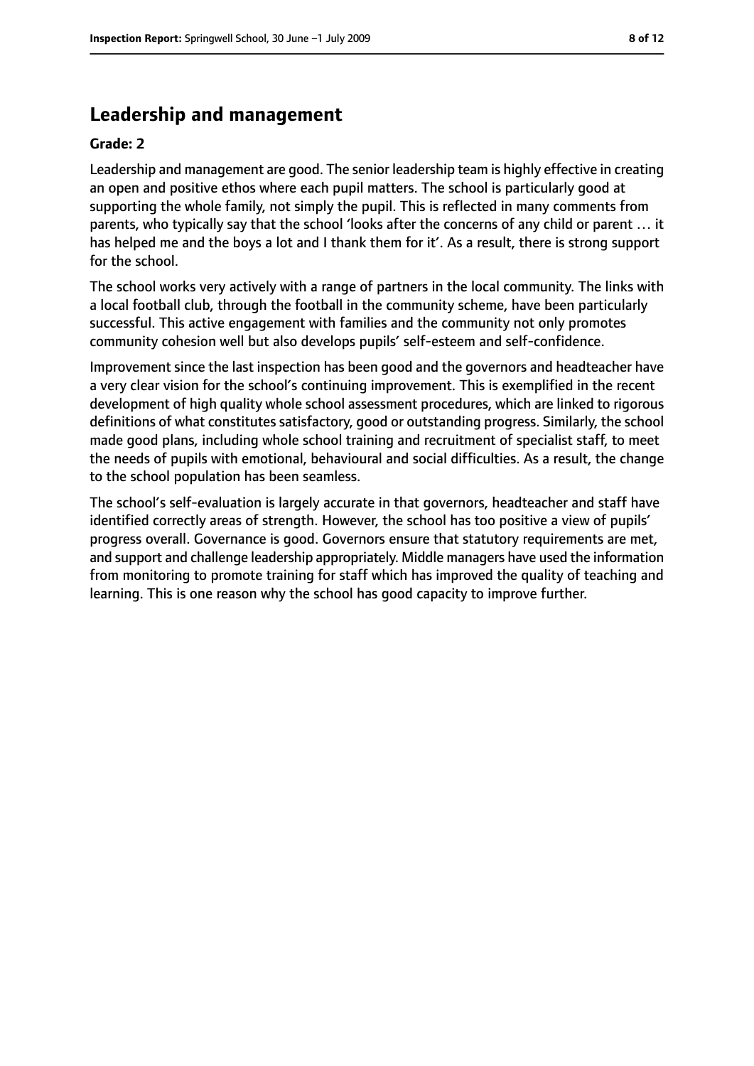## Leadership and management

**Grade: 2**

Leadership and management are good. The senior leadership team is highly effective in creating an open and positive ethos where each pupil matters. The school is particularly good at supporting the whole family, not simply the pupil. This is reflected in many comments from parents, who typically say that the school 'looks after the concerns of any child or parent … it has helped me and the boys a lot and I thank them for it'. As a result, there is strong support for the school.

The school works very actively with a range of partners in the local community. The links with a local football club, through the football in the community scheme, have been particularly successful. This active engagement with families and the community not only promotes community cohesion well but also develops pupils' self-esteem and self-confidence.

Improvement since the last inspection has been good and the governors and headteacher have a very clear vision for the school's continuing improvement. This is exemplified in the recent development of high quality whole school assessment procedures, which are linked to rigorous definitions of what constitutes satisfactory, good or outstanding progress. Similarly, the school made good plans, including whole school training and recruitment of specialist staff, to meet the needs of pupils with emotional, behavioural and social difficulties. As a result, the change to the school population has been seamless.

The school's self-evaluation is largely accurate in that governors, headteacher and staff have identified correctly areas of strength. However, the school has too positive a view of pupils' progress overall. Governance is good. Governors ensure that statutory requirements are met, and support and challenge leadership appropriately. Middle managers have used the information from monitoring to promote training for staff which has improved the quality of teaching and learning. This is one reason why the school has good capacity to improve further.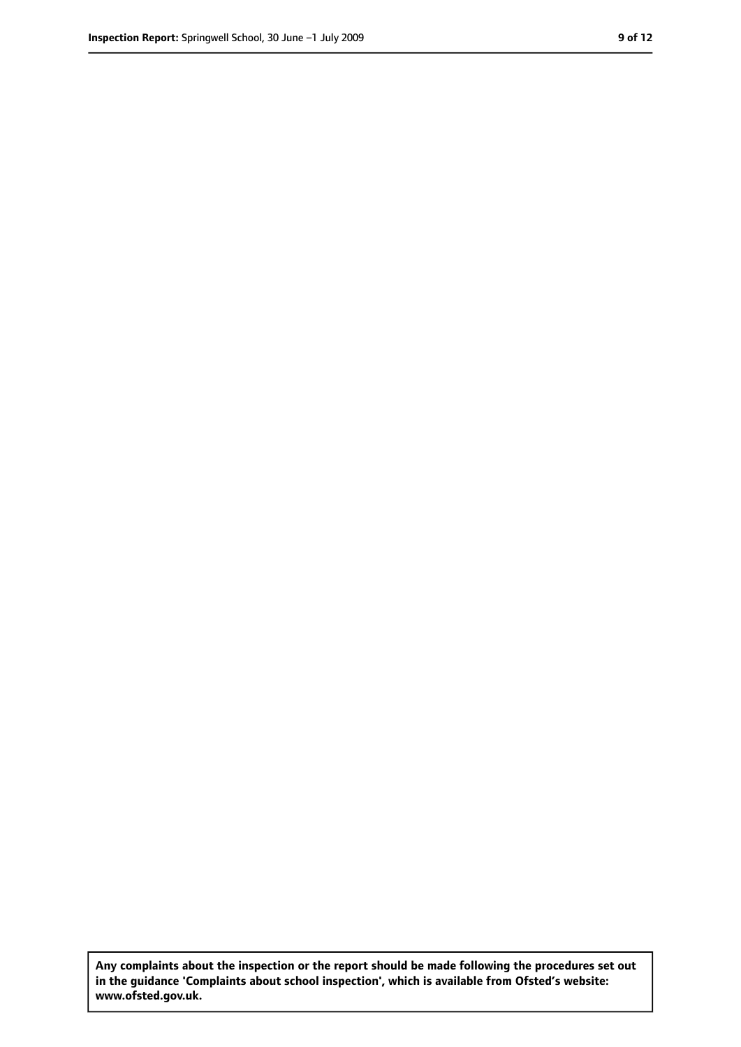**Any complaints about the inspection or the report should be made following the procedures set out in the guidance 'Complaints about school inspection', which is available from Ofsted's website: www.ofsted.gov.uk.**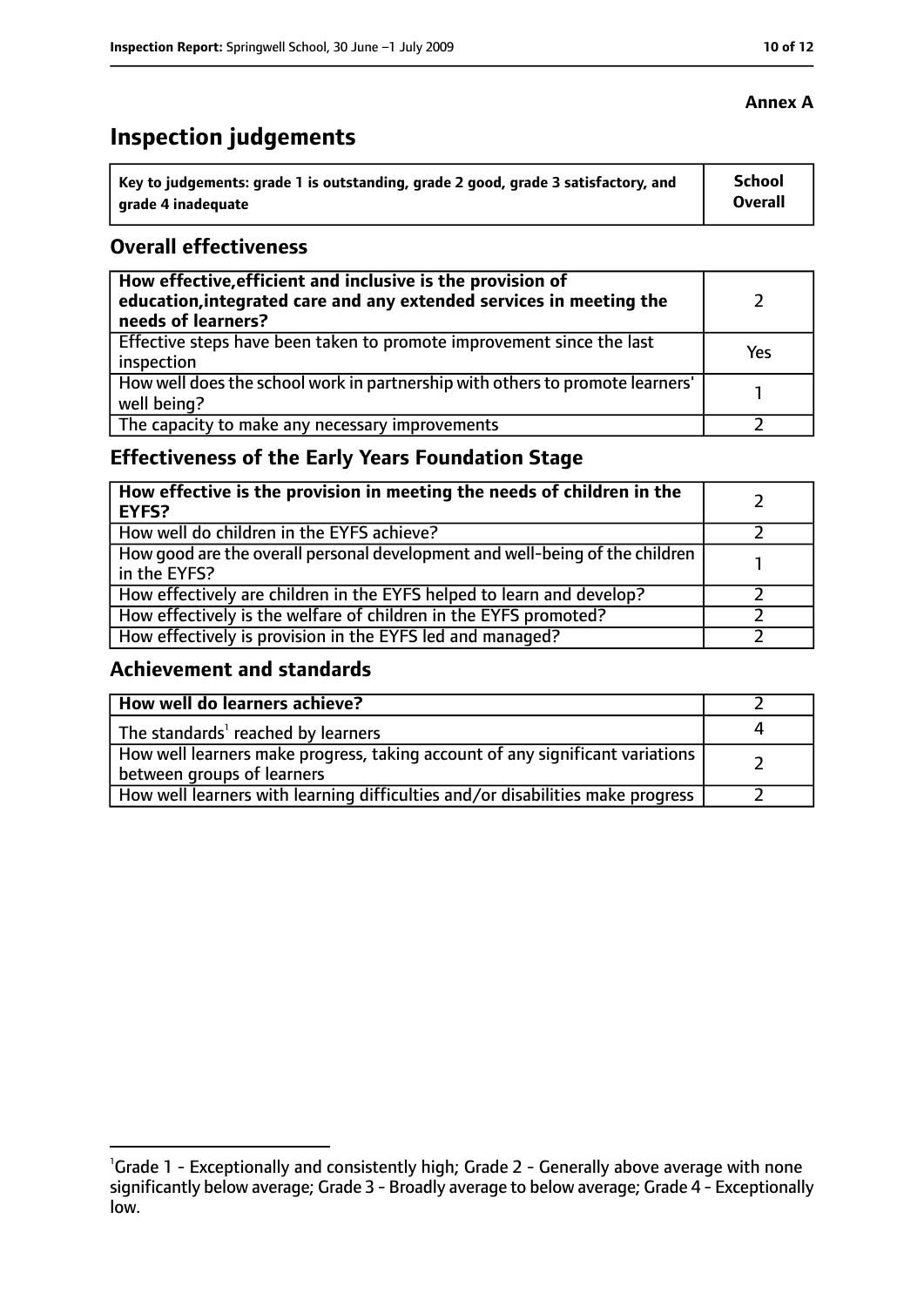**Annex A**

# Inspection judgements

| Key to judgements: grade 1 is outstanding, grade 2 good, grade 3 satisfactory, and grade 4 inadequate | School Overall |
|---|---|

## Overall effectiveness

| | |
|---|---|
| **How effective, efficient and inclusive is the provision of education, integrated care and any extended services in meeting the needs of learners?** | 2 |
| Effective steps have been taken to promote improvement since the last inspection | Yes |
| How well does the school work in partnership with others to promote learners' well being? | 1 |
| The capacity to make any necessary improvements | 2 |

## Effectiveness of the Early Years Foundation Stage

| | |
|---|---|
| **How effective is the provision in meeting the needs of children in the EYFS?** | 2 |
| How well do children in the EYFS achieve? | 2 |
| How good are the overall personal development and well-being of the children in the EYFS? | 1 |
| How effectively are children in the EYFS helped to learn and develop? | 2 |
| How effectively is the welfare of children in the EYFS promoted? | 2 |
| How effectively is provision in the EYFS led and managed? | 2 |

## Achievement and standards

| | |
|---|---|
| **How well do learners achieve?** | 2 |
| The standards[1] reached by learners | 4 |
| How well learners make progress, taking account of any significant variations between groups of learners | 2 |
| How well learners with learning difficulties and/or disabilities make progress | 2 |

[1]Grade 1 - Exceptionally and consistently high; Grade 2 - Generally above average with none significantly below average; Grade 3 - Broadly average to below average; Grade 4 - Exceptionally low.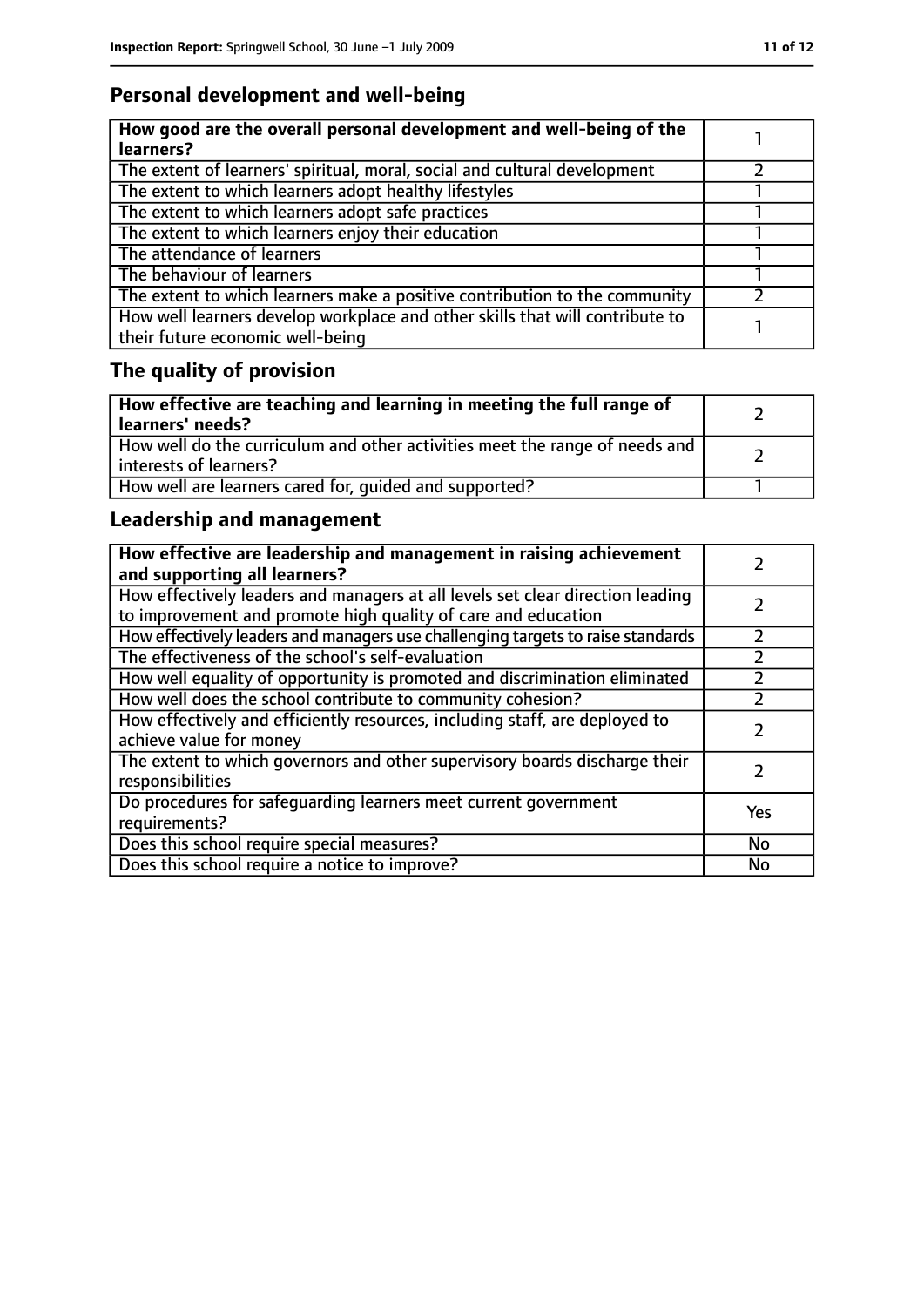## Personal development and well-being

| How good are the overall personal development and well-being of the learners? | 1 |
|---|---|
| The extent of learners' spiritual, moral, social and cultural development | 2 |
| The extent to which learners adopt healthy lifestyles | 1 |
| The extent to which learners adopt safe practices | 1 |
| The extent to which learners enjoy their education | 1 |
| The attendance of learners | 1 |
| The behaviour of learners | 1 |
| The extent to which learners make a positive contribution to the community | 2 |
| How well learners develop workplace and other skills that will contribute to their future economic well-being | 1 |

## The quality of provision

| How effective are teaching and learning in meeting the full range of learners' needs? | 2 |
|---|---|
| How well do the curriculum and other activities meet the range of needs and interests of learners? | 2 |
| How well are learners cared for, guided and supported? | 1 |

## Leadership and management

| How effective are leadership and management in raising achievement and supporting all learners? | 2 |
|---|---|
| How effectively leaders and managers at all levels set clear direction leading to improvement and promote high quality of care and education | 2 |
| How effectively leaders and managers use challenging targets to raise standards | 2 |
| The effectiveness of the school's self-evaluation | 2 |
| How well equality of opportunity is promoted and discrimination eliminated | 2 |
| How well does the school contribute to community cohesion? | 2 |
| How effectively and efficiently resources, including staff, are deployed to achieve value for money | 2 |
| The extent to which governors and other supervisory boards discharge their responsibilities | 2 |
| Do procedures for safeguarding learners meet current government requirements? | Yes |
| Does this school require special measures? | No |
| Does this school require a notice to improve? | No |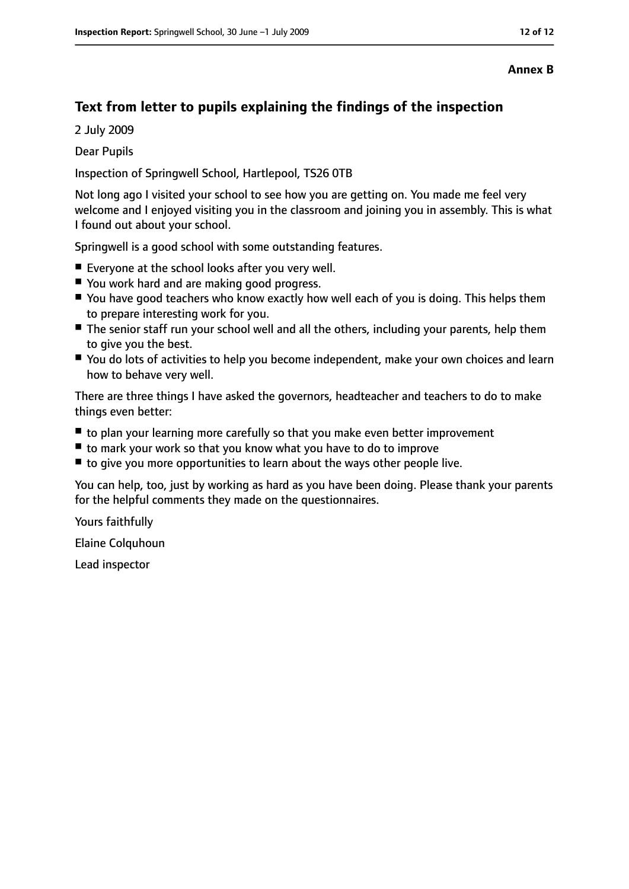**Annex B**

## Text from letter to pupils explaining the findings of the inspection

2 July 2009

Dear Pupils

Inspection of Springwell School, Hartlepool, TS26 0TB

Not long ago I visited your school to see how you are getting on. You made me feel very welcome and I enjoyed visiting you in the classroom and joining you in assembly. This is what I found out about your school.

Springwell is a good school with some outstanding features.

- Everyone at the school looks after you very well.
- You work hard and are making good progress.
- You have good teachers who know exactly how well each of you is doing. This helps them to prepare interesting work for you.
- The senior staff run your school well and all the others, including your parents, help them to give you the best.
- You do lots of activities to help you become independent, make your own choices and learn how to behave very well.

There are three things I have asked the governors, headteacher and teachers to do to make things even better:

- to plan your learning more carefully so that you make even better improvement
- to mark your work so that you know what you have to do to improve
- to give you more opportunities to learn about the ways other people live.

You can help, too, just by working as hard as you have been doing. Please thank your parents for the helpful comments they made on the questionnaires.

Yours faithfully

Elaine Colquhoun

Lead inspector